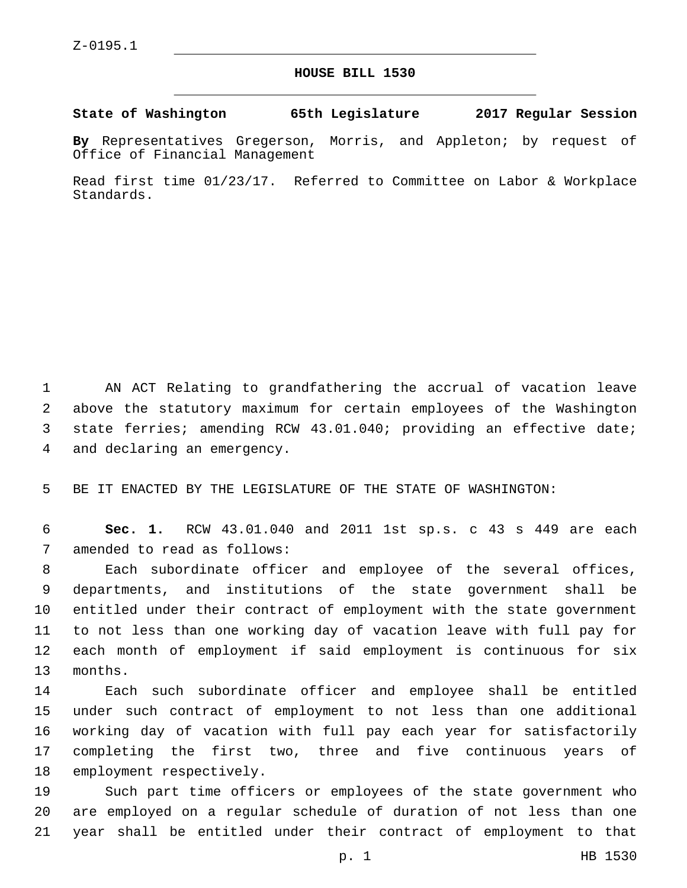Z-0195.1

# HOUSE BILL 1530

**State of Washington 65th Legislature 2017 Regular Session**

**By** Representatives Gregerson, Morris, and Appleton; by request of Office of Financial Management

Read first time 01/23/17. Referred to Committee on Labor & Workplace Standards.

AN ACT Relating to grandfathering the accrual of vacation leave above the statutory maximum for certain employees of the Washington state ferries; amending RCW 43.01.040; providing an effective date; and declaring an emergency.

BE IT ENACTED BY THE LEGISLATURE OF THE STATE OF WASHINGTON:

**Sec. 1.** RCW 43.01.040 and 2011 1st sp.s. c 43 s 449 are each amended to read as follows:

Each subordinate officer and employee of the several offices, departments, and institutions of the state government shall be entitled under their contract of employment with the state government to not less than one working day of vacation leave with full pay for each month of employment if said employment is continuous for six months.

Each such subordinate officer and employee shall be entitled under such contract of employment to not less than one additional working day of vacation with full pay each year for satisfactorily completing the first two, three and five continuous years of employment respectively.

Such part time officers or employees of the state government who are employed on a regular schedule of duration of not less than one year shall be entitled under their contract of employment to that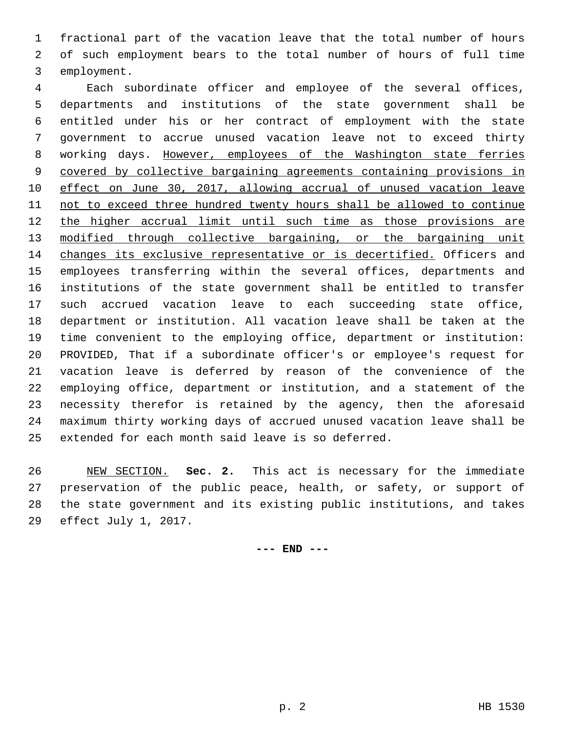fractional part of the vacation leave that the total number of hours of such employment bears to the total number of hours of full time employment.

Each subordinate officer and employee of the several offices, departments and institutions of the state government shall be entitled under his or her contract of employment with the state government to accrue unused vacation leave not to exceed thirty working days. <u>However, employees of the Washington state ferries covered by collective bargaining agreements containing provisions in effect on June 30, 2017, allowing accrual of unused vacation leave not to exceed three hundred twenty hours shall be allowed to continue the higher accrual limit until such time as those provisions are modified through collective bargaining, or the bargaining unit changes its exclusive representative or is decertified.</u> Officers and employees transferring within the several offices, departments and institutions of the state government shall be entitled to transfer such accrued vacation leave to each succeeding state office, department or institution. All vacation leave shall be taken at the time convenient to the employing office, department or institution: PROVIDED, That if a subordinate officer's or employee's request for vacation leave is deferred by reason of the convenience of the employing office, department or institution, and a statement of the necessity therefor is retained by the agency, then the aforesaid maximum thirty working days of accrued unused vacation leave shall be extended for each month said leave is so deferred.

<u>NEW SECTION.</u> **Sec. 2.** This act is necessary for the immediate preservation of the public peace, health, or safety, or support of the state government and its existing public institutions, and takes effect July 1, 2017.

**--- END ---**